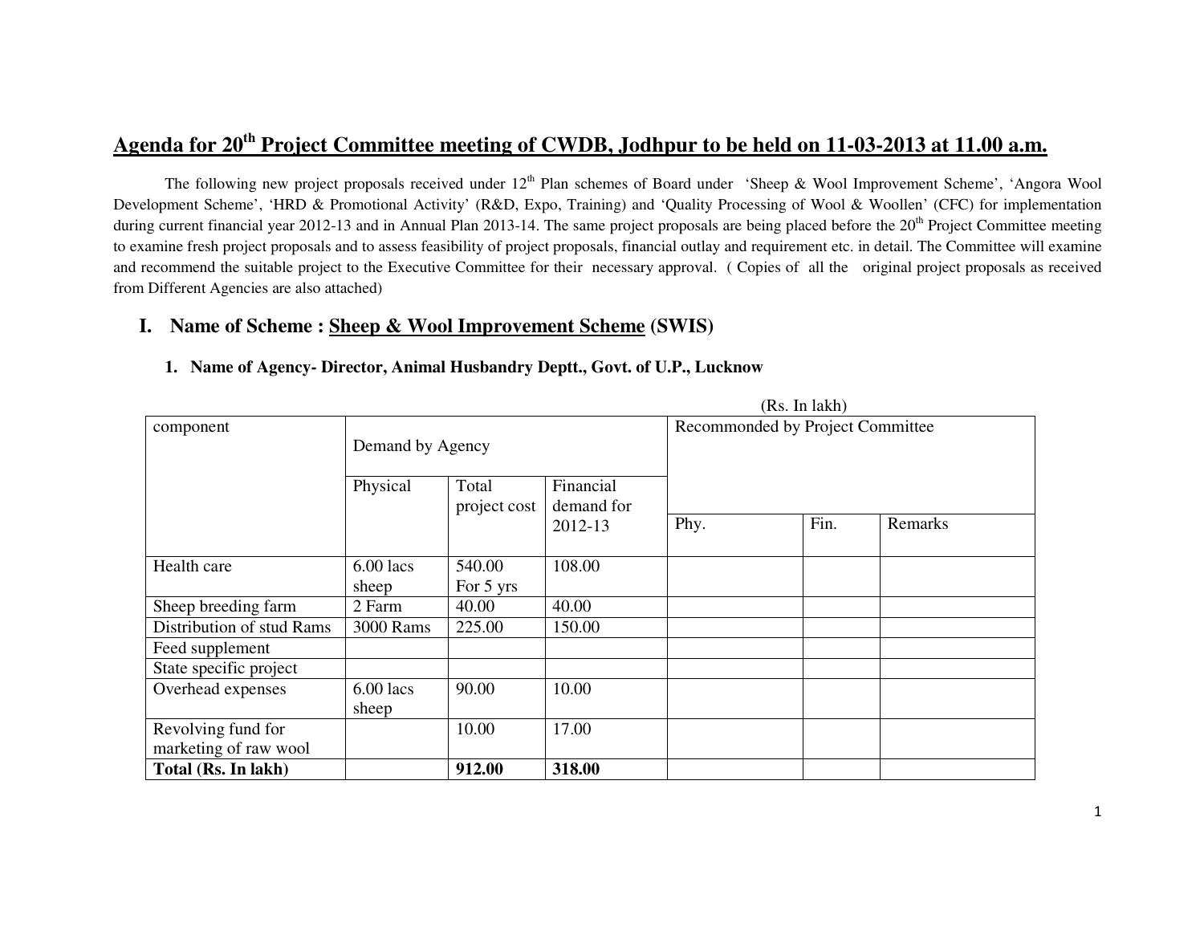# Agenda for 20th Project Committee meeting of CWDB, Jodhpur to be held on 11-03-2013 at 11.00 a.m.

The following new project proposals received under 12th Plan schemes of Board under 'Sheep & Wool Improvement Scheme', 'Angora Wool Development Scheme', 'HRD & Promotional Activity' (R&D, Expo, Training) and 'Quality Processing of Wool & Woollen' (CFC) for implementation during current financial year 2012-13 and in Annual Plan 2013-14. The same project proposals are being placed before the 20th Project Committee meeting to examine fresh project proposals and to assess feasibility of project proposals, financial outlay and requirement etc. in detail. The Committee will examine and recommend the suitable project to the Executive Committee for their necessary approval. ( Copies of all the original project proposals as received from Different Agencies are also attached)

## I. Name of Scheme : Sheep & Wool Improvement Scheme (SWIS)

### 1. Name of Agency- Director, Animal Husbandry Deptt., Govt. of U.P., Lucknow

(Rs. In lakh)

| component | Demand by Agency | | | Recommended by Project Committee | | |
|---|---|---|---|---|---|---|
| | Physical | Total project cost | Financial demand for 2012-13 | Phy. | Fin. | Remarks |
| Health care | 6.00 lacs sheep | 540.00 For 5 yrs | 108.00 | | | |
| Sheep breeding farm | 2 Farm | 40.00 | 40.00 | | | |
| Distribution of stud Rams | 3000 Rams | 225.00 | 150.00 | | | |
| Feed supplement | | | | | | |
| State specific project | | | | | | |
| Overhead expenses | 6.00 lacs sheep | 90.00 | 10.00 | | | |
| Revolving fund for marketing of raw wool | | 10.00 | 17.00 | | | |
| **Total (Rs. In lakh)** | | **912.00** | **318.00** | | | |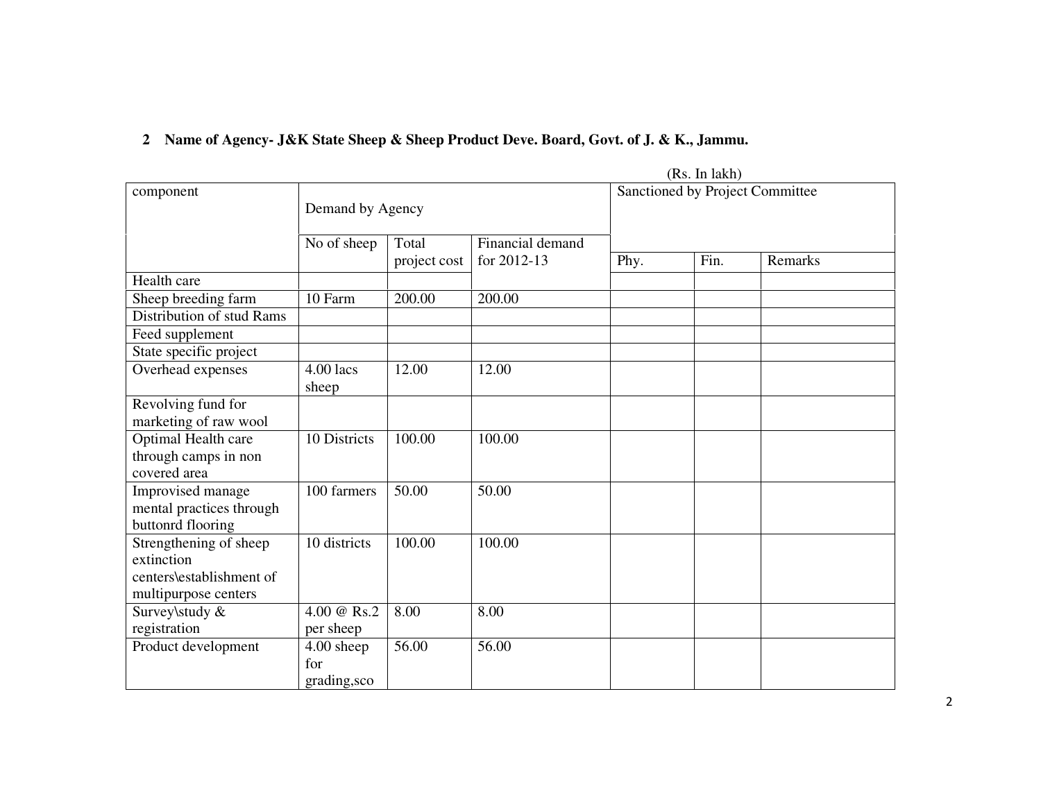**2 Name of Agency- J&K State Sheep & Sheep Product Deve. Board, Govt. of J. & K., Jammu.**

(Rs. In lakh)

| component | Demand by Agency | | | Sanctioned by Project Committee | | |
|---|---|---|---|---|---|---|
| | No of sheep | Total project cost | Financial demand for 2012-13 | Phy. | Fin. | Remarks |
| Health care | | | | | | |
| Sheep breeding farm | 10 Farm | 200.00 | 200.00 | | | |
| Distribution of stud Rams | | | | | | |
| Feed supplement | | | | | | |
| State specific project | | | | | | |
| Overhead expenses | 4.00 lacs sheep | 12.00 | 12.00 | | | |
| Revolving fund for marketing of raw wool | | | | | | |
| Optimal Health care through camps in non covered area | 10 Districts | 100.00 | 100.00 | | | |
| Improvised manage mental practices through buttonrd flooring | 100 farmers | 50.00 | 50.00 | | | |
| Strengthening of sheep extinction centers\establishment of multipurpose centers | 10 districts | 100.00 | 100.00 | | | |
| Survey\study & registration | 4.00 @ Rs.2 per sheep | 8.00 | 8.00 | | | |
| Product development | 4.00 sheep for grading,sco | 56.00 | 56.00 | | | |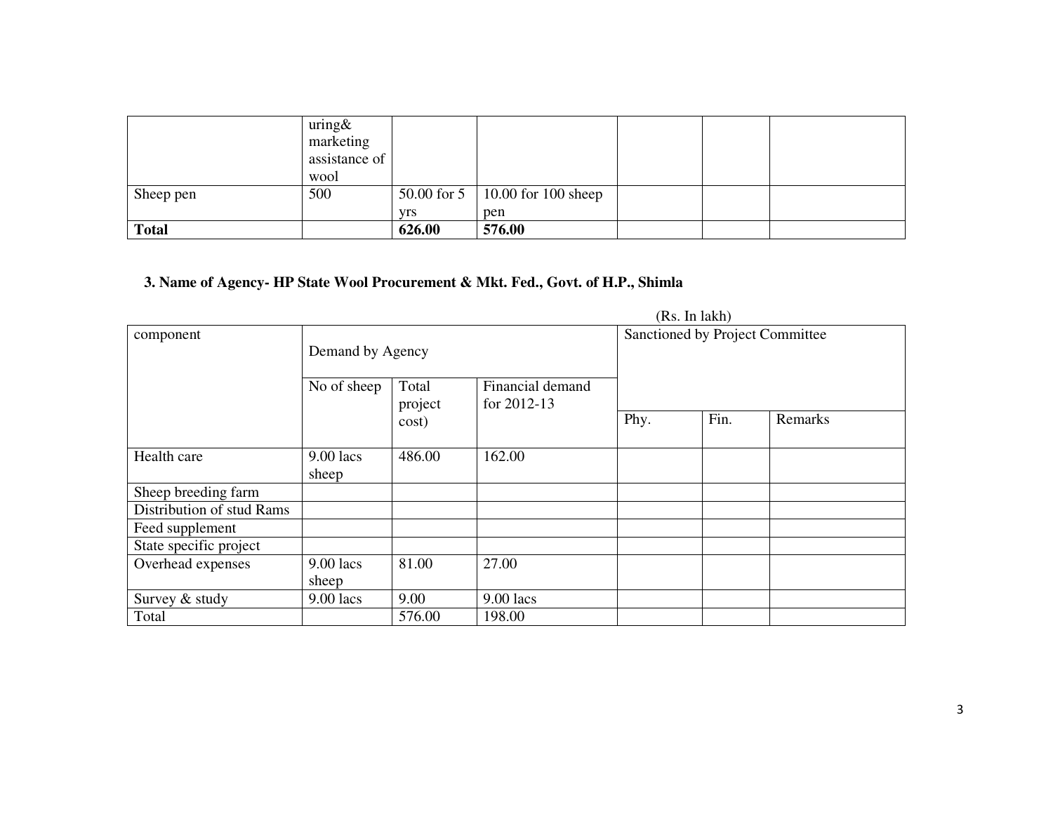|  | uring& marketing assistance of wool |  |  |  |  |  |
|---|---|---|---|---|---|---|
| Sheep pen | 500 | 50.00 for 5 yrs | 10.00 for 100 sheep pen |  |  |  |
| **Total** |  | **626.00** | **576.00** |  |  |  |

**3. Name of Agency- HP State Wool Procurement & Mkt. Fed., Govt. of H.P., Shimla**

(Rs. In lakh)

| component | Demand by Agency | | | Sanctioned by Project Committee | | |
|---|---|---|---|---|---|---|
|  | No of sheep | Total project cost) | Financial demand for 2012-13 | Phy. | Fin. | Remarks |
| Health care | 9.00 lacs sheep | 486.00 | 162.00 |  |  |  |
| Sheep breeding farm |  |  |  |  |  |  |
| Distribution of stud Rams |  |  |  |  |  |  |
| Feed supplement |  |  |  |  |  |  |
| State specific project |  |  |  |  |  |  |
| Overhead expenses | 9.00 lacs sheep | 81.00 | 27.00 |  |  |  |
| Survey & study | 9.00 lacs | 9.00 | 9.00 lacs |  |  |  |
| Total |  | 576.00 | 198.00 |  |  |  |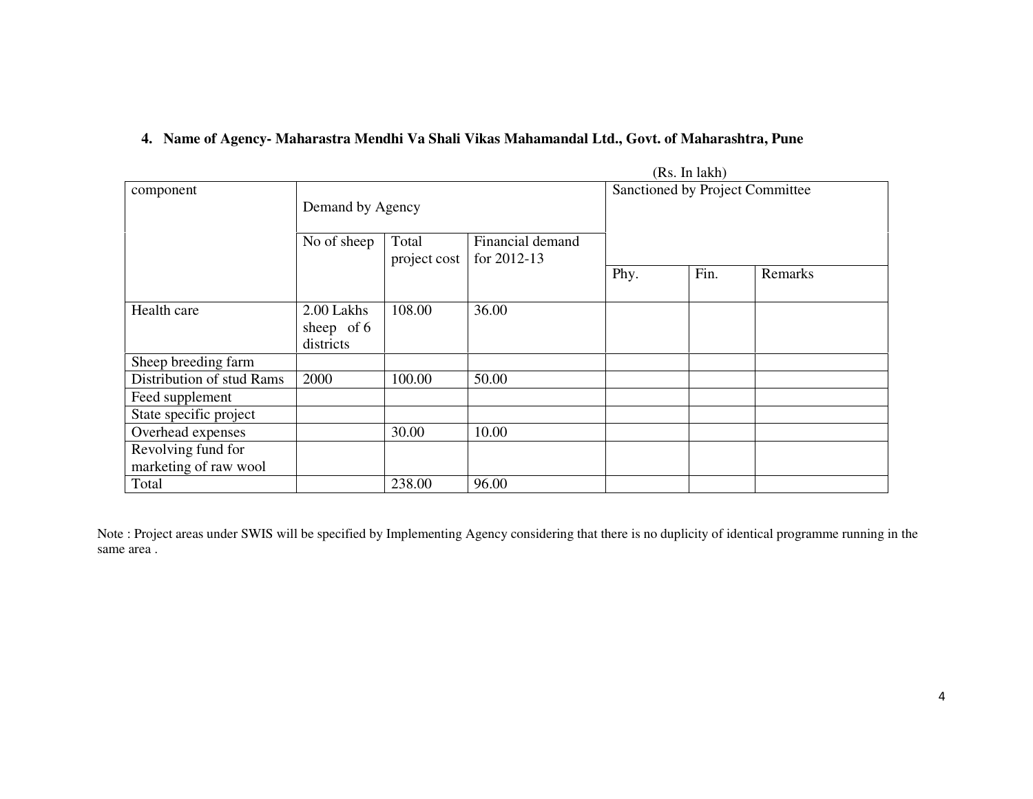4. **Name of Agency- Maharastra Mendhi Va Shali Vikas Mahamandal Ltd., Govt. of Maharashtra, Pune**

(Rs. In lakh)

| component | Demand by Agency | | | Sanctioned by Project Committee | | |
|---|---|---|---|---|---|---|
| | No of sheep | Total project cost | Financial demand for 2012-13 | Phy. | Fin. | Remarks |
| Health care | 2.00 Lakhs sheep of 6 districts | 108.00 | 36.00 | | | |
| Sheep breeding farm | | | | | | |
| Distribution of stud Rams | 2000 | 100.00 | 50.00 | | | |
| Feed supplement | | | | | | |
| State specific project | | | | | | |
| Overhead expenses | | 30.00 | 10.00 | | | |
| Revolving fund for marketing of raw wool | | | | | | |
| Total | | 238.00 | 96.00 | | | |

Note : Project areas under SWIS will be specified by Implementing Agency considering that there is no duplicity of identical programme running in the same area .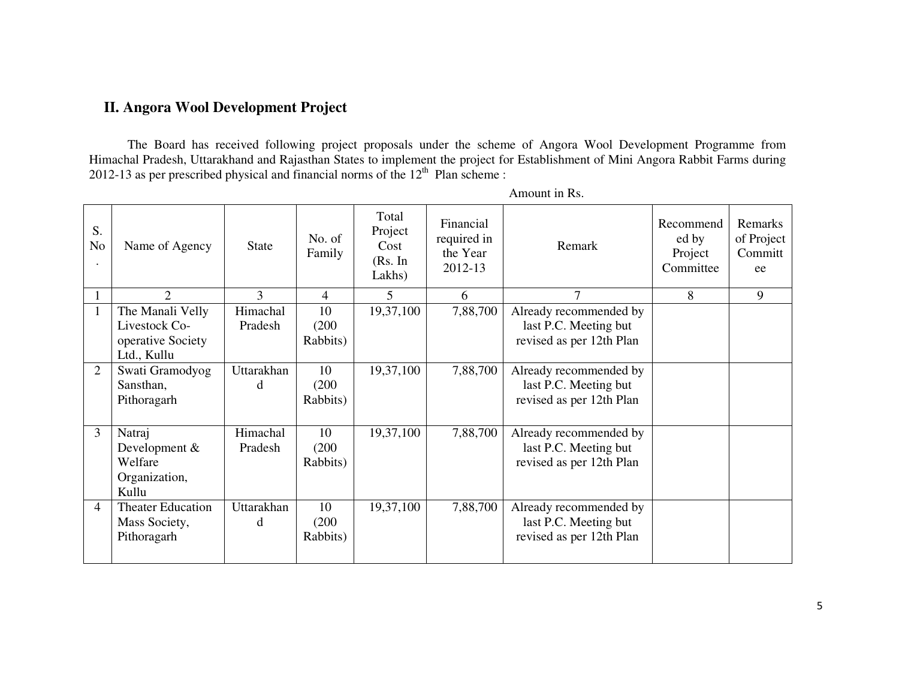## II. Angora Wool Development Project

The Board has received following project proposals under the scheme of Angora Wool Development Programme from Himachal Pradesh, Uttarakhand and Rajasthan States to implement the project for Establishment of Mini Angora Rabbit Farms during 2012-13 as per prescribed physical and financial norms of the 12th Plan scheme :

Amount in Rs.

| S. No. | Name of Agency | State | No. of Family | Total Project Cost (Rs. In Lakhs) | Financial required in the Year 2012-13 | Remark | Recommended by Project Committee | Remarks of Project Committee |
|---|---|---|---|---|---|---|---|---|
| 1 | 2 | 3 | 4 | 5 | 6 | 7 | 8 | 9 |
| 1 | The Manali Velly Livestock Co-operative Society Ltd., Kullu | Himachal Pradesh | 10 (200 Rabbits) | 19,37,100 | 7,88,700 | Already recommended by last P.C. Meeting but revised as per 12th Plan | | |
| 2 | Swati Gramodyog Sansthan, Pithoragarh | Uttarakhand | 10 (200 Rabbits) | 19,37,100 | 7,88,700 | Already recommended by last P.C. Meeting but revised as per 12th Plan | | |
| 3 | Natraj Development & Welfare Organization, Kullu | Himachal Pradesh | 10 (200 Rabbits) | 19,37,100 | 7,88,700 | Already recommended by last P.C. Meeting but revised as per 12th Plan | | |
| 4 | Theater Education Mass Society, Pithoragarh | Uttarakhand | 10 (200 Rabbits) | 19,37,100 | 7,88,700 | Already recommended by last P.C. Meeting but revised as per 12th Plan | | |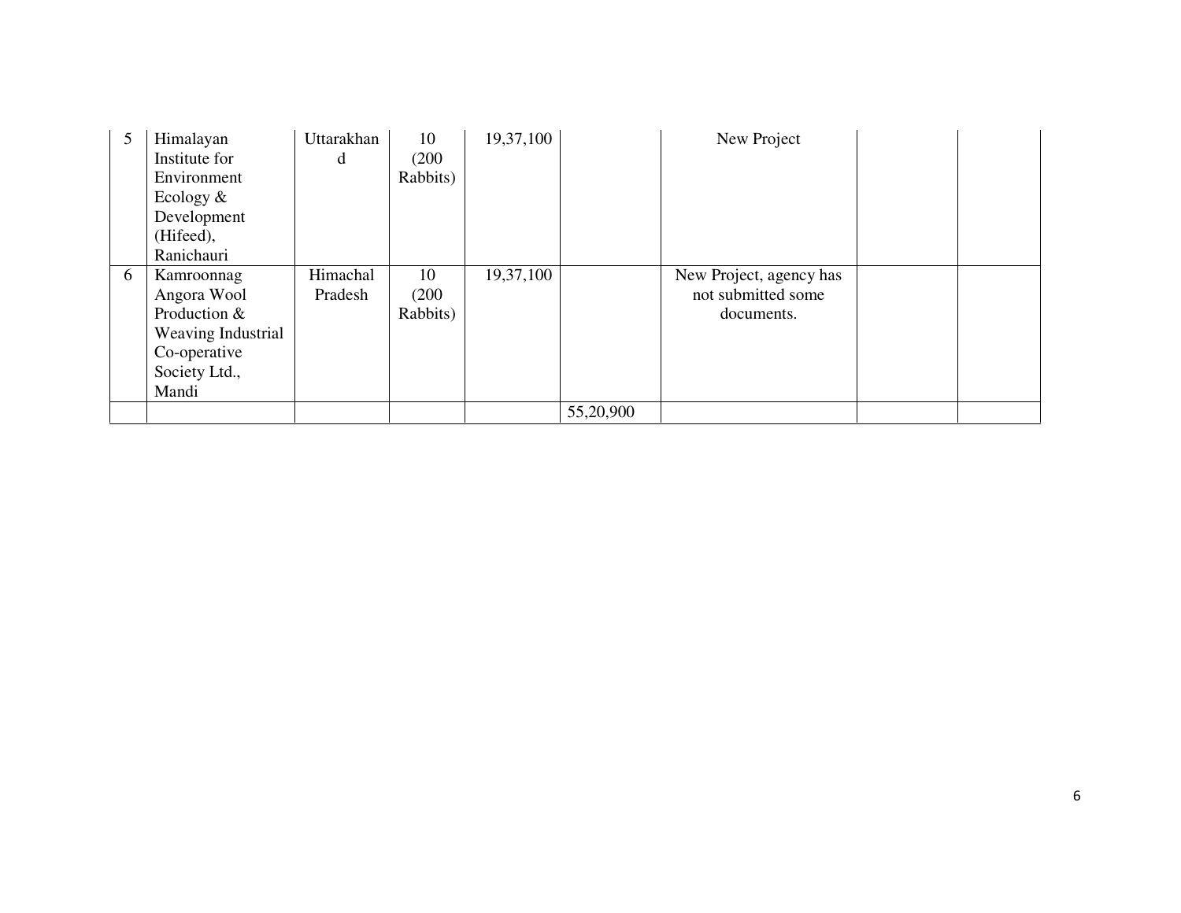|  |  |  |  |  |  |  |  |  |
|---|---|---|---|---|---|---|---|---|
| 5 | Himalayan Institute for Environment Ecology & Development (Hifeed), Ranichauri | Uttarakhand | 10 (200 Rabbits) | 19,37,100 |  | New Project |  |  |
| 6 | Kamroonnag Angora Wool Production & Weaving Industrial Co-operative Society Ltd., Mandi | Himachal Pradesh | 10 (200 Rabbits) | 19,37,100 |  | New Project, agency has not submitted some documents. |  |  |
|  |  |  |  |  | 55,20,900 |  |  |  |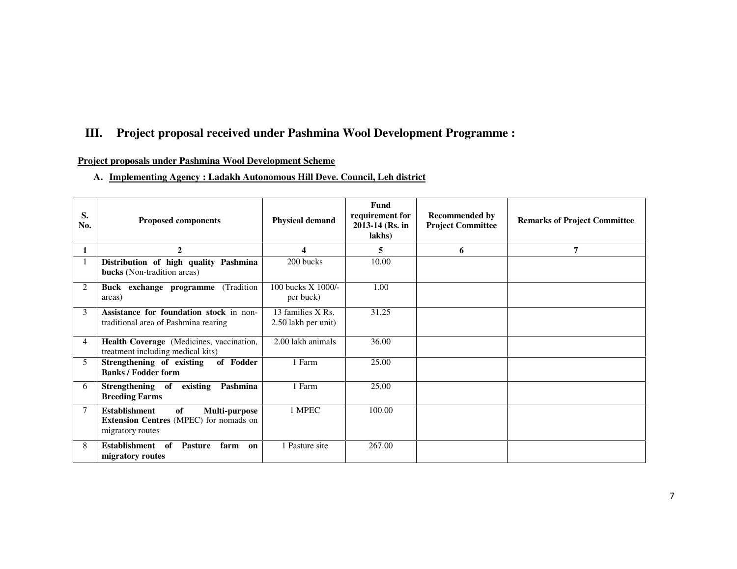## III. Project proposal received under Pashmina Wool Development Programme :

**Project proposals under Pashmina Wool Development Scheme**

**A. Implementing Agency : Ladakh Autonomous Hill Deve. Council, Leh district**

| S. No. | Proposed components | Physical demand | Fund requirement for 2013-14 (Rs. in lakhs) | Recommended by Project Committee | Remarks of Project Committee |
|---|---|---|---|---|---|
| 1 | 2 | 4 | 5 | 6 | 7 |
| 1 | **Distribution of high quality Pashmina bucks** (Non-tradition areas) | 200 bucks | 10.00 | | |
| 2 | **Buck exchange programme** (Tradition areas) | 100 bucks X 1000/- per buck) | 1.00 | | |
| 3 | **Assistance for foundation stock** in non-traditional area of Pashmina rearing | 13 families X Rs. 2.50 lakh per unit) | 31.25 | | |
| 4 | **Health Coverage** (Medicines, vaccination, treatment including medical kits) | 2.00 lakh animals | 36.00 | | |
| 5 | **Strengthening of existing of Fodder Banks / Fodder form** | 1 Farm | 25.00 | | |
| 6 | **Strengthening of existing Pashmina Breeding Farms** | 1 Farm | 25.00 | | |
| 7 | **Establishment of Multi-purpose Extension Centres** (MPEC) for nomads on migratory routes | 1 MPEC | 100.00 | | |
| 8 | **Establishment of Pasture farm on migratory routes** | 1 Pasture site | 267.00 | | |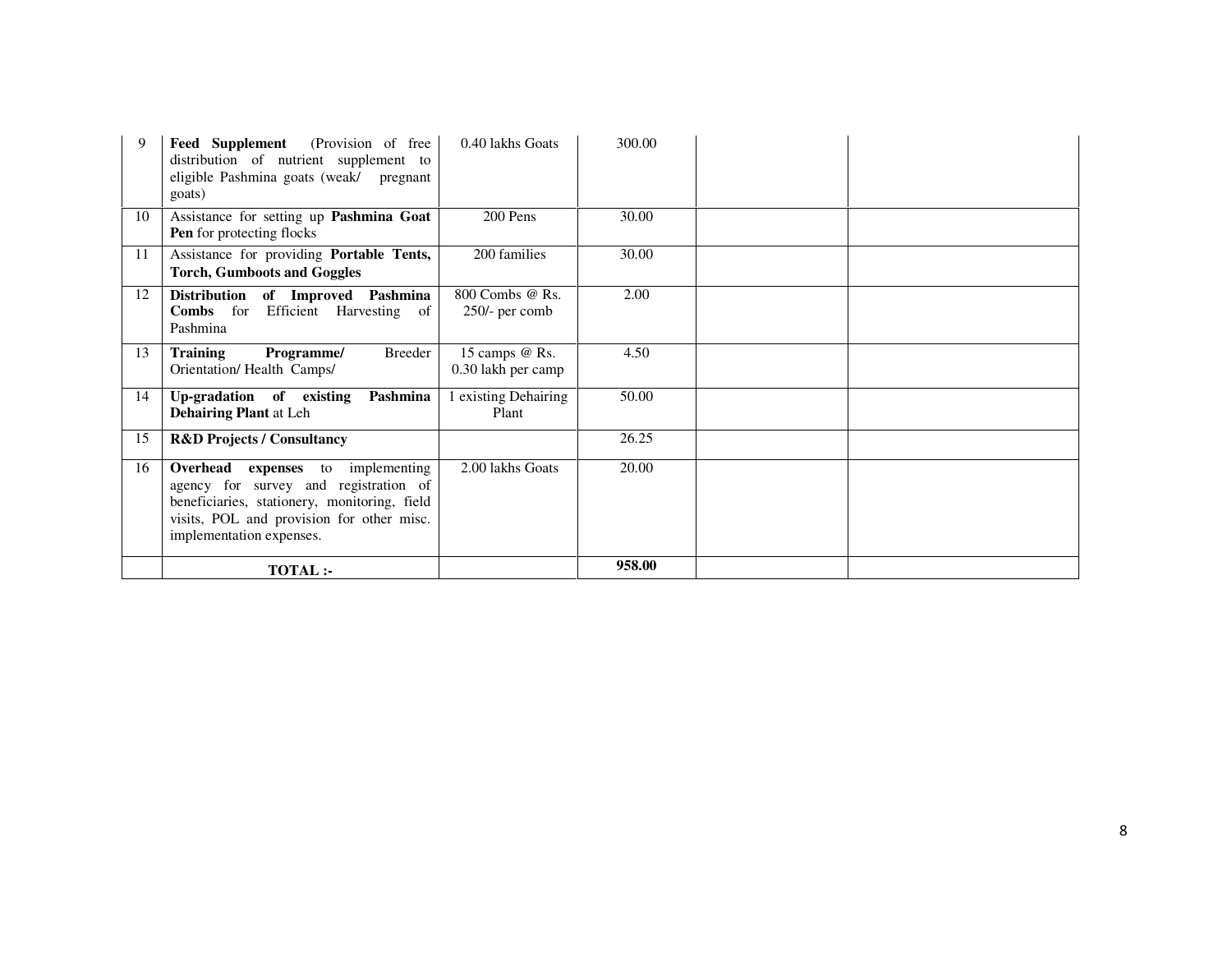| | | | | | |
|---|---|---|---|---|---|
| 9 | **Feed Supplement** (Provision of free distribution of nutrient supplement to eligible Pashmina goats (weak/ pregnant goats) | 0.40 lakhs Goats | 300.00 | | |
| 10 | Assistance for setting up **Pashmina Goat Pen** for protecting flocks | 200 Pens | 30.00 | | |
| 11 | Assistance for providing **Portable Tents, Torch, Gumboots and Goggles** | 200 families | 30.00 | | |
| 12 | **Distribution of Improved Pashmina Combs** for Efficient Harvesting of Pashmina | 800 Combs @ Rs. 250/- per comb | 2.00 | | |
| 13 | **Training Programme/** Breeder Orientation/ Health Camps/ | 15 camps @ Rs. 0.30 lakh per camp | 4.50 | | |
| 14 | **Up-gradation of existing Pashmina Dehairing Plant** at Leh | 1 existing Dehairing Plant | 50.00 | | |
| 15 | **R&D Projects / Consultancy** | | 26.25 | | |
| 16 | **Overhead expenses** to implementing agency for survey and registration of beneficiaries, stationery, monitoring, field visits, POL and provision for other misc. implementation expenses. | 2.00 lakhs Goats | 20.00 | | |
| | **TOTAL :-** | | **958.00** | | |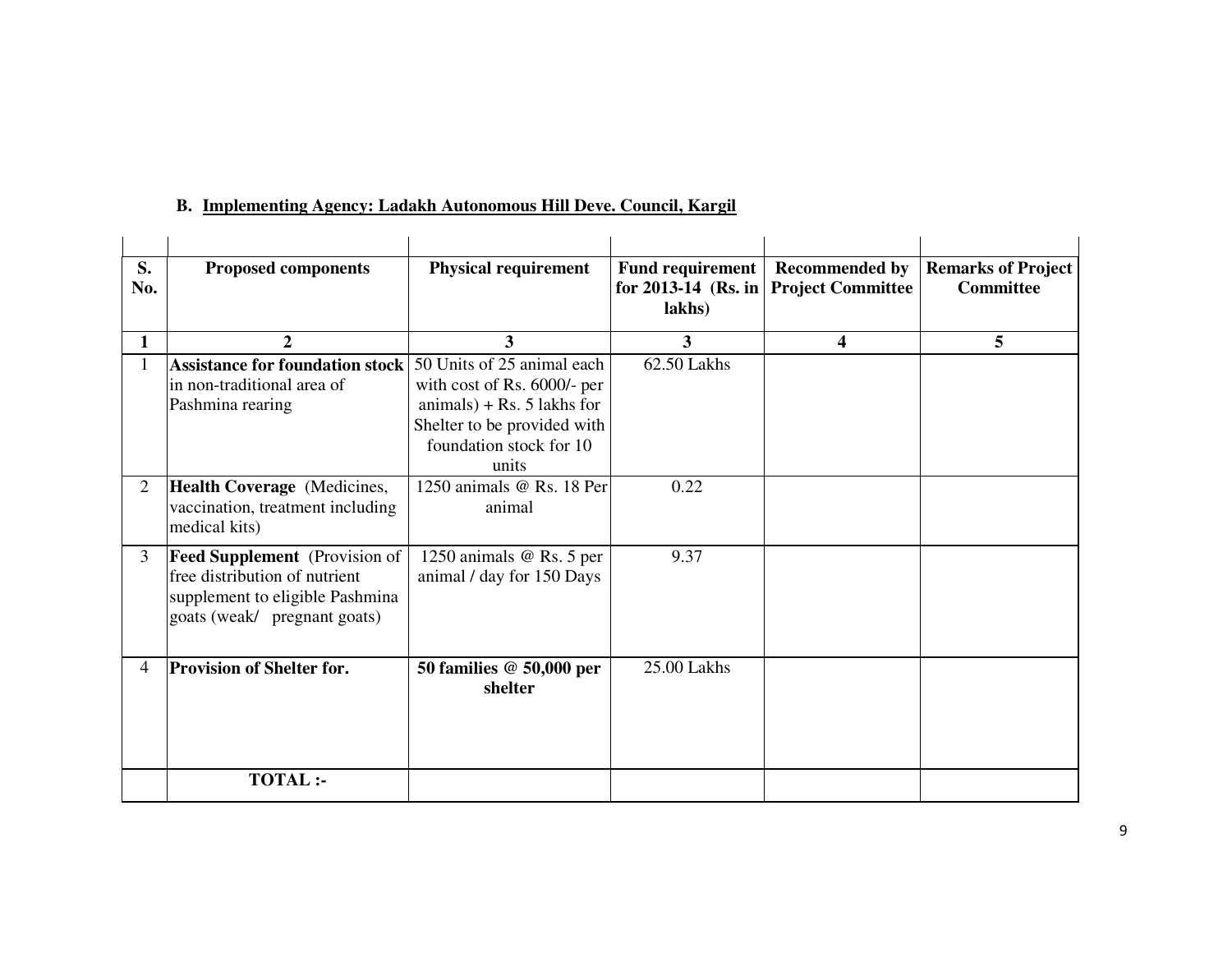**B. Implementing Agency: Ladakh Autonomous Hill Deve. Council, Kargil**

| S. No. | Proposed components | Physical requirement | Fund requirement for 2013-14 (Rs. in lakhs) | Recommended by Project Committee | Remarks of Project Committee |
|---|---|---|---|---|---|
| 1 | 2 | 3 | 3 | 4 | 5 |
| 1 | **Assistance for foundation stock** in non-traditional area of Pashmina rearing | 50 Units of 25 animal each with cost of Rs. 6000/- per animals) + Rs. 5 lakhs for Shelter to be provided with foundation stock for 10 units | 62.50 Lakhs | | |
| 2 | **Health Coverage** (Medicines, vaccination, treatment including medical kits) | 1250 animals @ Rs. 18 Per animal | 0.22 | | |
| 3 | **Feed Supplement** (Provision of free distribution of nutrient supplement to eligible Pashmina goats (weak/ pregnant goats) | 1250 animals @ Rs. 5 per animal / day for 150 Days | 9.37 | | |
| 4 | **Provision of Shelter for.** | **50 families @ 50,000 per shelter** | 25.00 Lakhs | | |
| | **TOTAL :-** | | | | |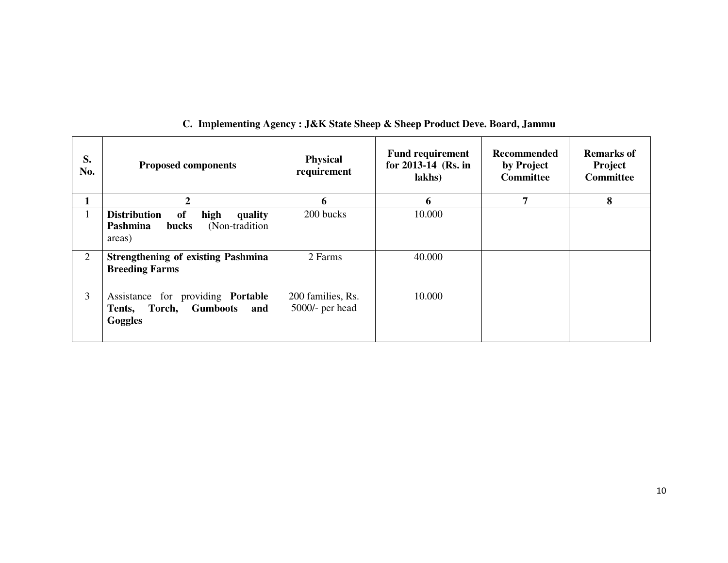**C. Implementing Agency : J&K State Sheep & Sheep Product Deve. Board, Jammu**

| S. No. | Proposed components | Physical requirement | Fund requirement for 2013-14 (Rs. in lakhs) | Recommended by Project Committee | Remarks of Project Committee |
|---|---|---|---|---|---|
| **1** | **2** | **6** | **6** | **7** | **8** |
| 1 | **Distribution of high quality Pashmina bucks** (Non-tradition areas) | 200 bucks | 10.000 | | |
| 2 | **Strengthening of existing Pashmina Breeding Farms** | 2 Farms | 40.000 | | |
| 3 | Assistance for providing **Portable Tents, Torch, Gumboots and Goggles** | 200 families, Rs. 5000/- per head | 10.000 | | |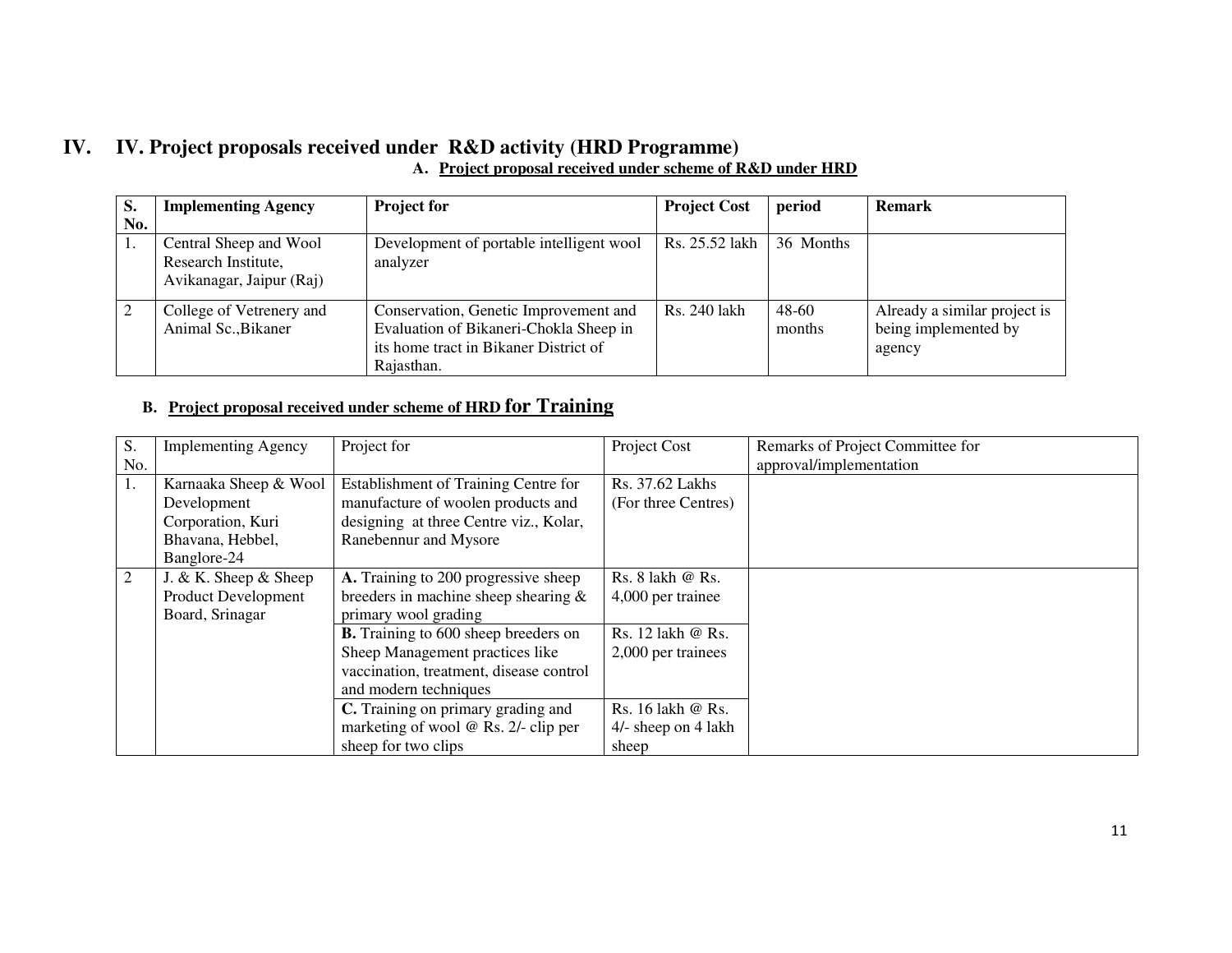# IV. IV. Project proposals received under R&D activity (HRD Programme)

### A. Project proposal received under scheme of R&D under HRD

| S. No. | Implementing Agency | Project for | Project Cost | period | Remark |
|---|---|---|---|---|---|
| 1. | Central Sheep and Wool Research Institute, Avikanagar, Jaipur (Raj) | Development of portable intelligent wool analyzer | Rs. 25.52 lakh | 36 Months | |
| 2 | College of Vetrenery and Animal Sc.,Bikaner | Conservation, Genetic Improvement and Evaluation of Bikaneri-Chokla Sheep in its home tract in Bikaner District of Rajasthan. | Rs. 240 lakh | 48-60 months | Already a similar project is being implemented by agency |

### B. Project proposal received under scheme of HRD for Training

| S. No. | Implementing Agency | Project for | Project Cost | Remarks of Project Committee for approval/implementation |
|---|---|---|---|---|
| 1. | Karnaaka Sheep & Wool Development Corporation, Kuri Bhavana, Hebbel, Banglore-24 | Establishment of Training Centre for manufacture of woolen products and designing at three Centre viz., Kolar, Ranebennur and Mysore | Rs. 37.62 Lakhs (For three Centres) | |
| 2 | J. & K. Sheep & Sheep Product Development Board, Srinagar | **A.** Training to 200 progressive sheep breeders in machine sheep shearing & primary wool grading | Rs. 8 lakh @ Rs. 4,000 per trainee | |
| | | **B.** Training to 600 sheep breeders on Sheep Management practices like vaccination, treatment, disease control and modern techniques | Rs. 12 lakh @ Rs. 2,000 per trainees | |
| | | **C.** Training on primary grading and marketing of wool @ Rs. 2/- clip per sheep for two clips | Rs. 16 lakh @ Rs. 4/- sheep on 4 lakh sheep | |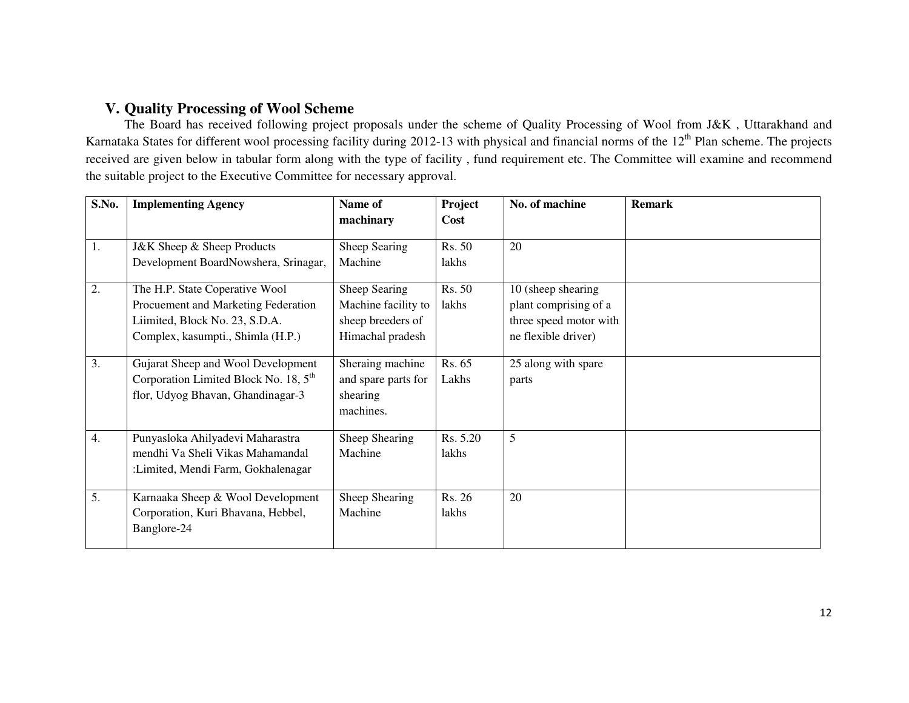## V. Quality Processing of Wool Scheme

The Board has received following project proposals under the scheme of Quality Processing of Wool from J&K , Uttarakhand and Karnataka States for different wool processing facility during 2012-13 with physical and financial norms of the 12th Plan scheme. The projects received are given below in tabular form along with the type of facility , fund requirement etc. The Committee will examine and recommend the suitable project to the Executive Committee for necessary approval.

| S.No. | Implementing Agency | Name of machinary | Project Cost | No. of machine | Remark |
|---|---|---|---|---|---|
| 1. | J&K Sheep & Sheep Products Development BoardNowshera, Srinagar, | Sheep Searing Machine | Rs. 50 lakhs | 20 | |
| 2. | The H.P. State Coperative Wool Procuement and Marketing Federation Liimited, Block No. 23, S.D.A. Complex, kasumpti., Shimla (H.P.) | Sheep Searing Machine facility to sheep breeders of Himachal pradesh | Rs. 50 lakhs | 10 (sheep shearing plant comprising of a three speed motor with ne flexible driver) | |
| 3. | Gujarat Sheep and Wool Development Corporation Limited Block No. 18, 5th flor, Udyog Bhavan, Ghandinagar-3 | Sheraing machine and spare parts for shearing machines. | Rs. 65 Lakhs | 25 along with spare parts | |
| 4. | Punyasloka Ahilyadevi Maharastra mendhi Va Sheli Vikas Mahamandal :Limited, Mendi Farm, Gokhalenagar | Sheep Shearing Machine | Rs. 5.20 lakhs | 5 | |
| 5. | Karnaaka Sheep & Wool Development Corporation, Kuri Bhavana, Hebbel, Banglore-24 | Sheep Shearing Machine | Rs. 26 lakhs | 20 | |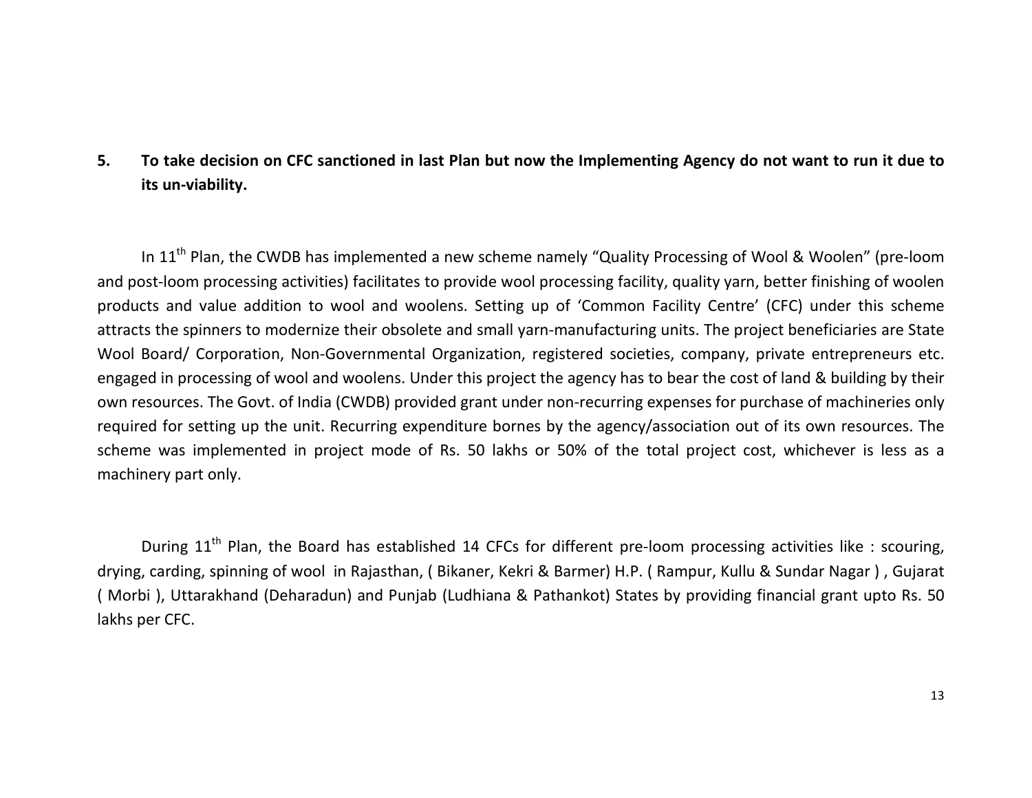**5. To take decision on CFC sanctioned in last Plan but now the Implementing Agency do not want to run it due to its un-viability.**

In 11th Plan, the CWDB has implemented a new scheme namely "Quality Processing of Wool & Woolen" (pre-loom and post-loom processing activities) facilitates to provide wool processing facility, quality yarn, better finishing of woolen products and value addition to wool and woolens. Setting up of 'Common Facility Centre' (CFC) under this scheme attracts the spinners to modernize their obsolete and small yarn-manufacturing units. The project beneficiaries are State Wool Board/ Corporation, Non-Governmental Organization, registered societies, company, private entrepreneurs etc. engaged in processing of wool and woolens. Under this project the agency has to bear the cost of land & building by their own resources. The Govt. of India (CWDB) provided grant under non-recurring expenses for purchase of machineries only required for setting up the unit. Recurring expenditure bornes by the agency/association out of its own resources. The scheme was implemented in project mode of Rs. 50 lakhs or 50% of the total project cost, whichever is less as a machinery part only.

During 11th Plan, the Board has established 14 CFCs for different pre-loom processing activities like : scouring, drying, carding, spinning of wool in Rajasthan, ( Bikaner, Kekri & Barmer) H.P. ( Rampur, Kullu & Sundar Nagar ) , Gujarat ( Morbi ), Uttarakhand (Deharadun) and Punjab (Ludhiana & Pathankot) States by providing financial grant upto Rs. 50 lakhs per CFC.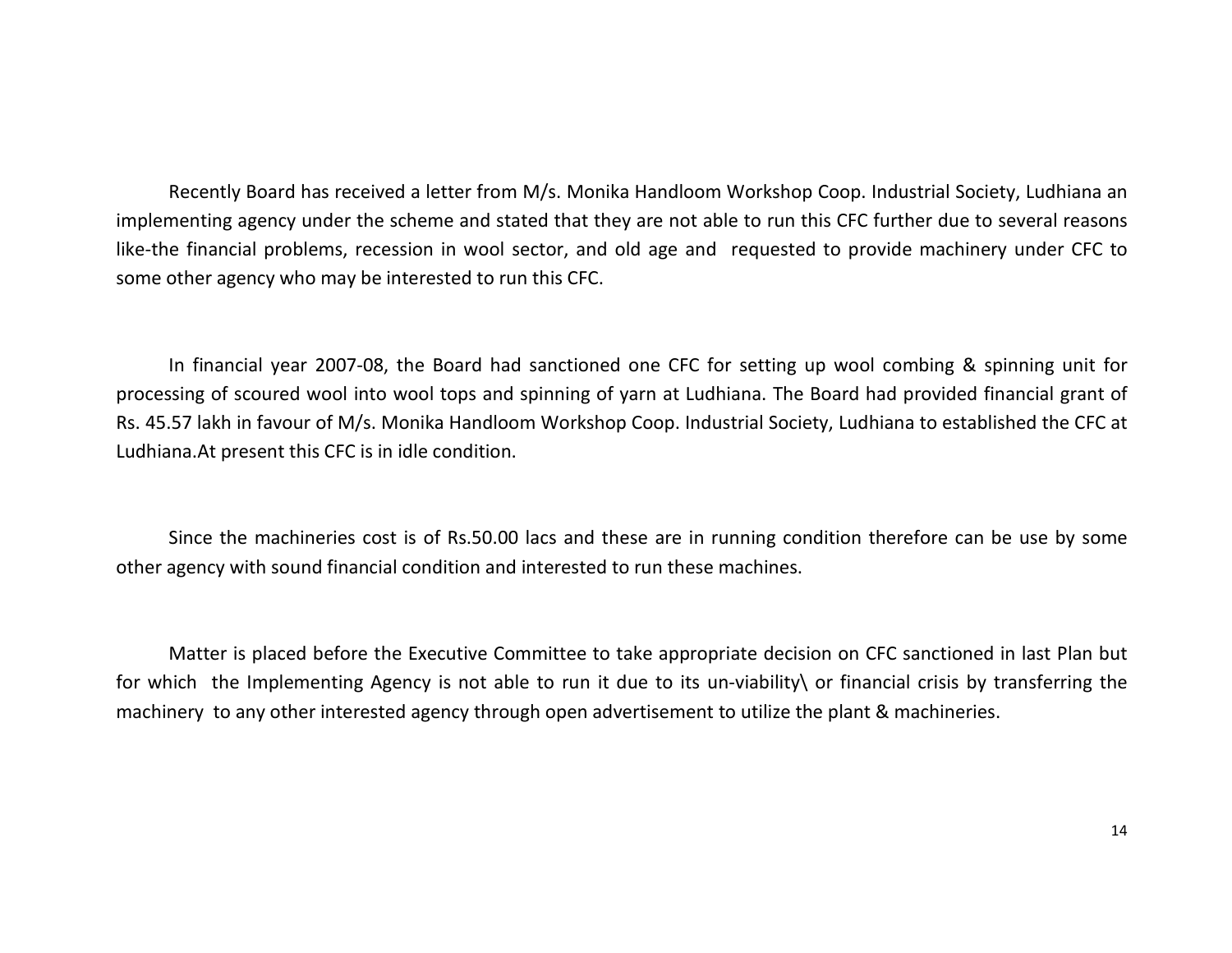Recently Board has received a letter from M/s. Monika Handloom Workshop Coop. Industrial Society, Ludhiana an implementing agency under the scheme and stated that they are not able to run this CFC further due to several reasons like-the financial problems, recession in wool sector, and old age and requested to provide machinery under CFC to some other agency who may be interested to run this CFC.

In financial year 2007-08, the Board had sanctioned one CFC for setting up wool combing & spinning unit for processing of scoured wool into wool tops and spinning of yarn at Ludhiana. The Board had provided financial grant of Rs. 45.57 lakh in favour of M/s. Monika Handloom Workshop Coop. Industrial Society, Ludhiana to established the CFC at Ludhiana.At present this CFC is in idle condition.

Since the machineries cost is of Rs.50.00 lacs and these are in running condition therefore can be use by some other agency with sound financial condition and interested to run these machines.

Matter is placed before the Executive Committee to take appropriate decision on CFC sanctioned in last Plan but for which the Implementing Agency is not able to run it due to its un-viability\ or financial crisis by transferring the machinery to any other interested agency through open advertisement to utilize the plant & machineries.